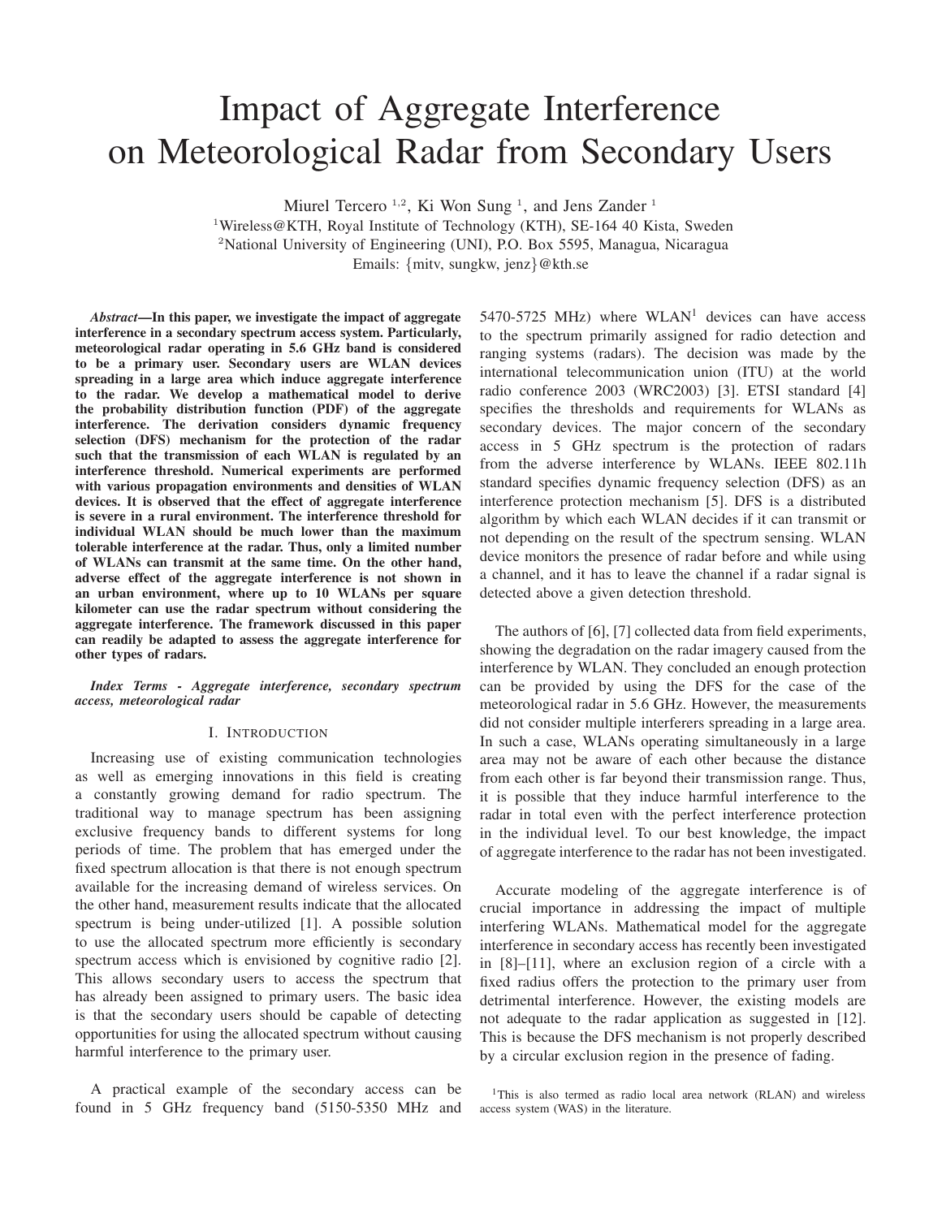# Impact of Aggregate Interference on Meteorological Radar from Secondary Users

Miurel Tercero [1,2], Ki Won Sung [1], and Jens Zander [1]

[1]Wireless@KTH, Royal Institute of Technology (KTH), SE-164 40 Kista, Sweden

[2]National University of Engineering (UNI), P.O. Box 5595, Managua, Nicaragua

Emails: {mitv, sungkw, jenz}@kth.se

***Abstract*—In this paper, we investigate the impact of aggregate interference in a secondary spectrum access system. Particularly, meteorological radar operating in 5.6 GHz band is considered to be a primary user. Secondary users are WLAN devices spreading in a large area which induce aggregate interference to the radar. We develop a mathematical model to derive the probability distribution function (PDF) of the aggregate interference. The derivation considers dynamic frequency selection (DFS) mechanism for the protection of the radar such that the transmission of each WLAN is regulated by an interference threshold. Numerical experiments are performed with various propagation environments and densities of WLAN devices. It is observed that the effect of aggregate interference is severe in a rural environment. The interference threshold for individual WLAN should be much lower than the maximum tolerable interference at the radar. Thus, only a limited number of WLANs can transmit at the same time. On the other hand, adverse effect of the aggregate interference is not shown in an urban environment, where up to 10 WLANs per square kilometer can use the radar spectrum without considering the aggregate interference. The framework discussed in this paper can readily be adapted to assess the aggregate interference for other types of radars.**

***Index Terms - Aggregate interference, secondary spectrum access, meteorological radar***

## I. Introduction

Increasing use of existing communication technologies as well as emerging innovations in this field is creating a constantly growing demand for radio spectrum. The traditional way to manage spectrum has been assigning exclusive frequency bands to different systems for long periods of time. The problem that has emerged under the fixed spectrum allocation is that there is not enough spectrum available for the increasing demand of wireless services. On the other hand, measurement results indicate that the allocated spectrum is being under-utilized [1]. A possible solution to use the allocated spectrum more efficiently is secondary spectrum access which is envisioned by cognitive radio [2]. This allows secondary users to access the spectrum that has already been assigned to primary users. The basic idea is that the secondary users should be capable of detecting opportunities for using the allocated spectrum without causing harmful interference to the primary user.

A practical example of the secondary access can be found in 5 GHz frequency band (5150-5350 MHz and 5470-5725 MHz) where WLAN[1] devices can have access to the spectrum primarily assigned for radio detection and ranging systems (radars). The decision was made by the international telecommunication union (ITU) at the world radio conference 2003 (WRC2003) [3]. ETSI standard [4] specifies the thresholds and requirements for WLANs as secondary devices. The major concern of the secondary access in 5 GHz spectrum is the protection of radars from the adverse interference by WLANs. IEEE 802.11h standard specifies dynamic frequency selection (DFS) as an interference protection mechanism [5]. DFS is a distributed algorithm by which each WLAN decides if it can transmit or not depending on the result of the spectrum sensing. WLAN device monitors the presence of radar before and while using a channel, and it has to leave the channel if a radar signal is detected above a given detection threshold.

The authors of [6], [7] collected data from field experiments, showing the degradation on the radar imagery caused from the interference by WLAN. They concluded an enough protection can be provided by using the DFS for the case of the meteorological radar in 5.6 GHz. However, the measurements did not consider multiple interferers spreading in a large area. In such a case, WLANs operating simultaneously in a large area may not be aware of each other because the distance from each other is far beyond their transmission range. Thus, it is possible that they induce harmful interference to the radar in total even with the perfect interference protection in the individual level. To our best knowledge, the impact of aggregate interference to the radar has not been investigated.

Accurate modeling of the aggregate interference is of crucial importance in addressing the impact of multiple interfering WLANs. Mathematical model for the aggregate interference in secondary access has recently been investigated in [8]–[11], where an exclusion region of a circle with a fixed radius offers the protection to the primary user from detrimental interference. However, the existing models are not adequate to the radar application as suggested in [12]. This is because the DFS mechanism is not properly described by a circular exclusion region in the presence of fading.

[1]This is also termed as radio local area network (RLAN) and wireless access system (WAS) in the literature.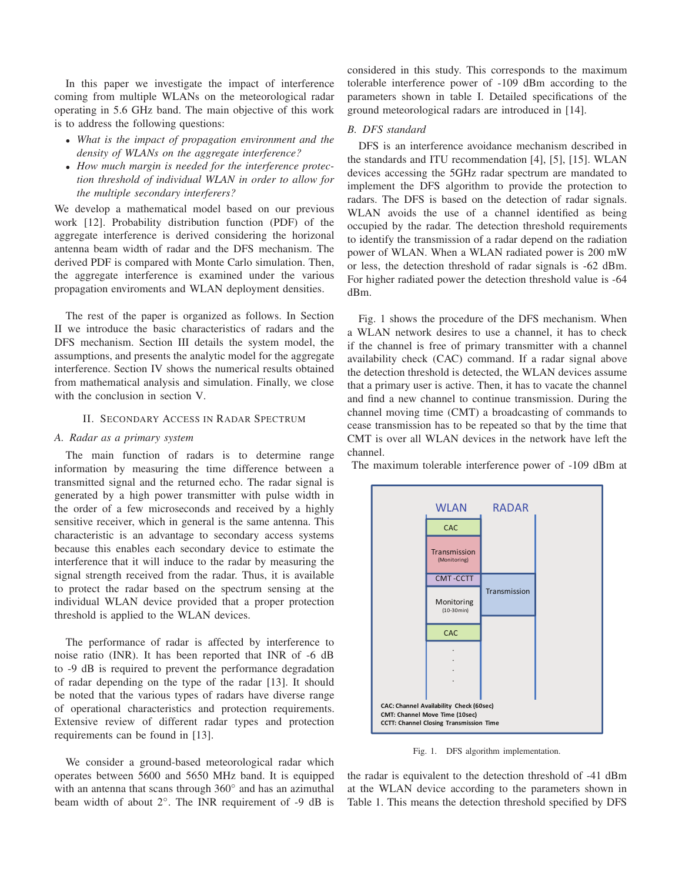In this paper we investigate the impact of interference coming from multiple WLANs on the meteorological radar operating in 5.6 GHz band. The main objective of this work is to address the following questions:

- *What is the impact of propagation environment and the density of WLANs on the aggregate interference?*
- *How much margin is needed for the interference protection threshold of individual WLAN in order to allow for the multiple secondary interferers?*

We develop a mathematical model based on our previous work [12]. Probability distribution function (PDF) of the aggregate interference is derived considering the horizonal antenna beam width of radar and the DFS mechanism. The derived PDF is compared with Monte Carlo simulation. Then, the aggregate interference is examined under the various propagation enviroments and WLAN deployment densities.

The rest of the paper is organized as follows. In Section II we introduce the basic characteristics of radars and the DFS mechanism. Section III details the system model, the assumptions, and presents the analytic model for the aggregate interference. Section IV shows the numerical results obtained from mathematical analysis and simulation. Finally, we close with the conclusion in section V.

## II. Secondary Access in Radar Spectrum

### A. Radar as a primary system

The main function of radars is to determine range information by measuring the time difference between a transmitted signal and the returned echo. The radar signal is generated by a high power transmitter with pulse width in the order of a few microseconds and received by a highly sensitive receiver, which in general is the same antenna. This characteristic is an advantage to secondary access systems because this enables each secondary device to estimate the interference that it will induce to the radar by measuring the signal strength received from the radar. Thus, it is available to protect the radar based on the spectrum sensing at the individual WLAN device provided that a proper protection threshold is applied to the WLAN devices.

The performance of radar is affected by interference to noise ratio (INR). It has been reported that INR of -6 dB to -9 dB is required to prevent the performance degradation of radar depending on the type of the radar [13]. It should be noted that the various types of radars have diverse range of operational characteristics and protection requirements. Extensive review of different radar types and protection requirements can be found in [13].

We consider a ground-based meteorological radar which operates between 5600 and 5650 MHz band. It is equipped with an antenna that scans through 360° and has an azimuthal beam width of about 2°. The INR requirement of -9 dB is considered in this study. This corresponds to the maximum tolerable interference power of -109 dBm according to the parameters shown in table I. Detailed specifications of the ground meteorological radars are introduced in [14].

### B. DFS standard

DFS is an interference avoidance mechanism described in the standards and ITU recommendation [4], [5], [15]. WLAN devices accessing the 5GHz radar spectrum are mandated to implement the DFS algorithm to provide the protection to radars. The DFS is based on the detection of radar signals. WLAN avoids the use of a channel identified as being occupied by the radar. The detection threshold requirements to identify the transmission of a radar depend on the radiation power of WLAN. When a WLAN radiated power is 200 mW or less, the detection threshold of radar signals is -62 dBm. For higher radiated power the detection threshold value is -64 dBm.

Fig. 1 shows the procedure of the DFS mechanism. When a WLAN network desires to use a channel, it has to check if the channel is free of primary transmitter with a channel availability check (CAC) command. If a radar signal above the detection threshold is detected, the WLAN devices assume that a primary user is active. Then, it has to vacate the channel and find a new channel to continue transmission. During the channel moving time (CMT) a broadcasting of commands to cease transmission has to be repeated so that by the time that CMT is over all WLAN devices in the network have left the channel.

The maximum tolerable interference power of -109 dBm at

Fig. 1. DFS algorithm implementation.

the radar is equivalent to the detection threshold of -41 dBm at the WLAN device according to the parameters shown in Table 1. This means the detection threshold specified by DFS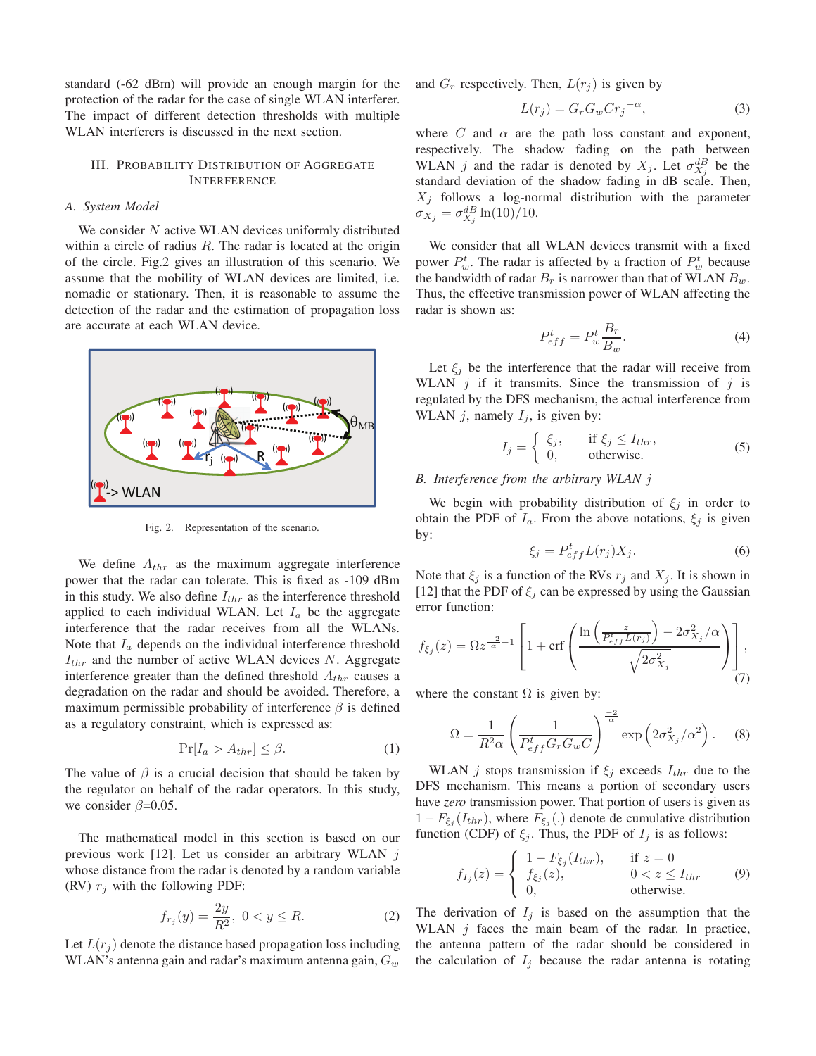standard (-62 dBm) will provide an enough margin for the protection of the radar for the case of single WLAN interferer. The impact of different detection thresholds with multiple WLAN interferers is discussed in the next section.

## III. Probability Distribution of Aggregate Interference

### A. System Model

We consider $N$ active WLAN devices uniformly distributed within a circle of radius $R$. The radar is located at the origin of the circle. Fig.2 gives an illustration of this scenario. We assume that the mobility of WLAN devices are limited, i.e. nomadic or stationary. Then, it is reasonable to assume the detection of the radar and the estimation of propagation loss are accurate at each WLAN device.

Fig. 2. Representation of the scenario.

We define $A_{thr}$ as the maximum aggregate interference power that the radar can tolerate. This is fixed as -109 dBm in this study. We also define $I_{thr}$ as the interference threshold applied to each individual WLAN. Let $I_a$ be the aggregate interference that the radar receives from all the WLANs. Note that $I_a$ depends on the individual interference threshold $I_{thr}$ and the number of active WLAN devices $N$. Aggregate interference greater than the defined threshold $A_{thr}$ causes a degradation on the radar and should be avoided. Therefore, a maximum permissible probability of interference $\beta$ is defined as a regulatory constraint, which is expressed as:

$$\Pr[I_a > A_{thr}] \leq \beta. \tag{1}$$

The value of $\beta$ is a crucial decision that should be taken by the regulator on behalf of the radar operators. In this study, we consider $\beta$=0.05.

The mathematical model in this section is based on our previous work [12]. Let us consider an arbitrary WLAN $j$ whose distance from the radar is denoted by a random variable (RV) $r_j$ with the following PDF:

$$f_{r_j}(y) = \frac{2y}{R^2}, \;\; 0 < y \leq R. \tag{2}$$

Let $L(r_j)$ denote the distance based propagation loss including WLAN's antenna gain and radar's maximum antenna gain, $G_w$ and $G_r$ respectively. Then, $L(r_j)$ is given by

$$L(r_j) = G_r G_w C {r_j}^{-\alpha}, \tag{3}$$

where $C$ and $\alpha$ are the path loss constant and exponent, respectively. The shadow fading on the path between WLAN $j$ and the radar is denoted by $X_j$. Let $\sigma_{X_j}^{dB}$ be the standard deviation of the shadow fading in dB scale. Then, $X_j$ follows a log-normal distribution with the parameter $\sigma_{X_j} = \sigma_{X_j}^{dB} \ln(10)/10$.

We consider that all WLAN devices transmit with a fixed power $P_w^t$. The radar is affected by a fraction of $P_w^t$ because the bandwidth of radar $B_r$ is narrower than that of WLAN $B_w$. Thus, the effective transmission power of WLAN affecting the radar is shown as:

$$P_{eff}^t = P_w^t \frac{B_r}{B_w}. \tag{4}$$

Let $\xi_j$ be the interference that the radar will receive from WLAN $j$ if it transmits. Since the transmission of $j$ is regulated by the DFS mechanism, the actual interference from WLAN $j$, namely $I_j$, is given by:

$$I_j = \begin{cases} \xi_j, & \text{if } \xi_j \leq I_{thr}, \\ 0, & \text{otherwise.} \end{cases} \tag{5}$$

### B. Interference from the arbitrary WLAN $j$

We begin with probability distribution of $\xi_j$ in order to obtain the PDF of $I_a$. From the above notations, $\xi_j$ is given by:

$$\xi_j = P_{eff}^t L(r_j) X_j. \tag{6}$$

Note that $\xi_j$ is a function of the RVs $r_j$ and $X_j$. It is shown in [12] that the PDF of $\xi_j$ can be expressed by using the Gaussian error function:

$$f_{\xi_j}(z) = \Omega z^{\frac{-2}{\alpha}-1} \left[ 1 + \text{erf}\left( \frac{\ln\left(\frac{z}{P_{eff}^t L(r_j)}\right) - 2\sigma_{X_j}^2/\alpha}{\sqrt{2\sigma_{X_j}^2}} \right) \right], \tag{7}$$

where the constant $\Omega$ is given by:

$$\Omega = \frac{1}{R^2 \alpha} \left( \frac{1}{P_{eff}^t G_r G_w C} \right)^{\frac{-2}{\alpha}} \exp\left( 2\sigma_{X_j}^2/\alpha^2 \right). \tag{8}$$

WLAN $j$ stops transmission if $\xi_j$ exceeds $I_{thr}$ due to the DFS mechanism. This means a portion of secondary users have *zero* transmission power. That portion of users is given as $1 - F_{\xi_j}(I_{thr})$, where $F_{\xi_j}(.)$ denote de cumulative distribution function (CDF) of $\xi_j$. Thus, the PDF of $I_j$ is as follows:

$$f_{I_j}(z) = \begin{cases} 1 - F_{\xi_j}(I_{thr}), & \text{if } z = 0 \\ f_{\xi_j}(z), & 0 < z \leq I_{thr} \\ 0, & \text{otherwise.} \end{cases} \tag{9}$$

The derivation of $I_j$ is based on the assumption that the WLAN $j$ faces the main beam of the radar. In practice, the antenna pattern of the radar should be considered in the calculation of $I_j$ because the radar antenna is rotating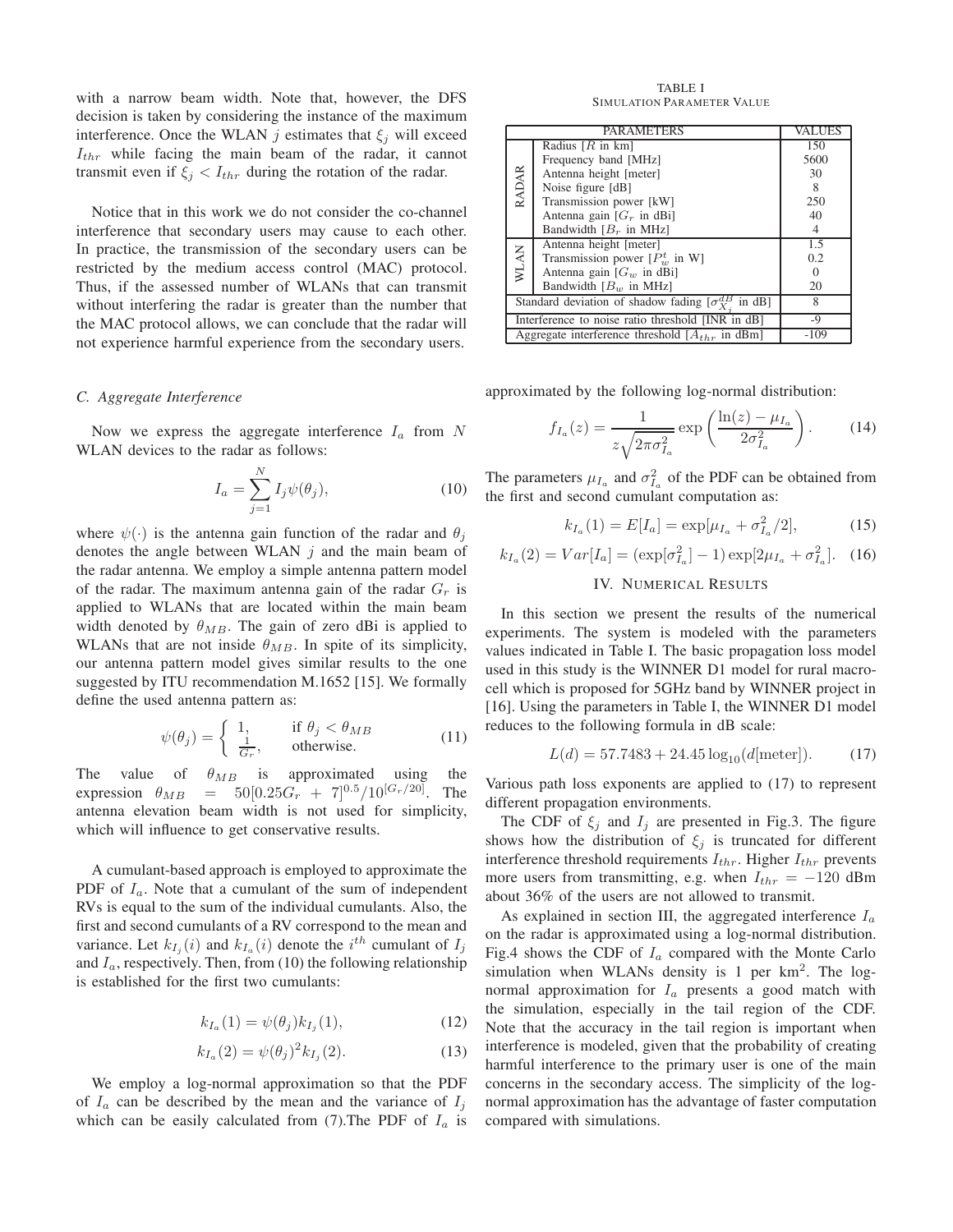with a narrow beam width. Note that, however, the DFS decision is taken by considering the instance of the maximum interference. Once the WLAN $j$ estimates that $\xi_j$ will exceed $I_{thr}$ while facing the main beam of the radar, it cannot transmit even if $\xi_j < I_{thr}$ during the rotation of the radar.

Notice that in this work we do not consider the co-channel interference that secondary users may cause to each other. In practice, the transmission of the secondary users can be restricted by the medium access control (MAC) protocol. Thus, if the assessed number of WLANs that can transmit without interfering the radar is greater than the number that the MAC protocol allows, we can conclude that the radar will not experience harmful experience from the secondary users.

### C. Aggregate Interference

Now we express the aggregate interference $I_a$ from $N$ WLAN devices to the radar as follows:

$$I_a = \sum_{j=1}^{N} I_j \psi(\theta_j), \tag{10}$$

where $\psi(\cdot)$ is the antenna gain function of the radar and $\theta_j$ denotes the angle between WLAN $j$ and the main beam of the radar antenna. We employ a simple antenna pattern model of the radar. The maximum antenna gain of the radar $G_r$ is applied to WLANs that are located within the main beam width denoted by $\theta_{MB}$. The gain of zero dBi is applied to WLANs that are not inside $\theta_{MB}$. In spite of its simplicity, our antenna pattern model gives similar results to the one suggested by ITU recommendation M.1652 [15]. We formally define the used antenna pattern as:

$$\psi(\theta_j) = \begin{cases} 1, & \text{if } \theta_j < \theta_{MB} \\ \frac{1}{G_r}, & \text{otherwise.} \end{cases} \tag{11}$$

The value of $\theta_{MB}$ is approximated using the expression $\theta_{MB} = 50[0.25G_r + 7]^{0.5}/10^{[G_r/20]}$. The antenna elevation beam width is not used for simplicity, which will influence to get conservative results.

A cumulant-based approach is employed to approximate the PDF of $I_a$. Note that a cumulant of the sum of independent RVs is equal to the sum of the individual cumulants. Also, the first and second cumulants of a RV correspond to the mean and variance. Let $k_{I_j}(i)$ and $k_{I_a}(i)$ denote the $i^{th}$ cumulant of $I_j$ and $I_a$, respectively. Then, from (10) the following relationship is established for the first two cumulants:

$$k_{I_a}(1) = \psi(\theta_j) k_{I_j}(1), \tag{12}$$

$$k_{I_a}(2) = \psi(\theta_j)^2 k_{I_j}(2). \tag{13}$$

We employ a log-normal approximation so that the PDF of $I_a$ can be described by the mean and the variance of $I_j$ which can be easily calculated from (7).The PDF of $I_a$ is approximated by the following log-normal distribution:

$$f_{I_a}(z) = \frac{1}{z\sqrt{2\pi\sigma_{I_a}^2}} \exp\left(\frac{\ln(z) - \mu_{I_a}}{2\sigma_{I_a}^2}\right). \tag{14}$$

The parameters $\mu_{I_a}$ and $\sigma_{I_a}^2$ of the PDF can be obtained from the first and second cumulant computation as:

$$k_{I_a}(1) = E[I_a] = \exp[\mu_{I_a} + \sigma_{I_a}^2/2], \tag{15}$$

$$k_{I_a}(2) = Var[I_a] = (\exp[\sigma_{I_a}^2] - 1)\exp[2\mu_{I_a} + \sigma_{I_a}^2]. \tag{16}$$

TABLE I
SIMULATION PARAMETER VALUE

| PARAMETERS | | VALUES |
|---|---|---|
| RADAR | Radius [$R$ in km] | 150 |
| | Frequency band [MHz] | 5600 |
| | Antenna height [meter] | 30 |
| | Noise figure [dB] | 8 |
| | Transmission power [kW] | 250 |
| | Antenna gain [$G_r$ in dBi] | 40 |
| | Bandwidth [$B_r$ in MHz] | 4 |
| WLAN | Antenna height [meter] | 1.5 |
| | Transmission power [$P_w^t$ in W] | 0.2 |
| | Antenna gain [$G_w$ in dBi] | 0 |
| | Bandwidth [$B_w$ in MHz] | 20 |
| Standard deviation of shadow fading [$\sigma_{X_j}^{dB}$ in dB] | | 8 |
| Interference to noise ratio threshold [INR in dB] | | -9 |
| Aggregate interference threshold [$A_{thr}$ in dBm] | | -109 |

## IV. Numerical Results

In this section we present the results of the numerical experiments. The system is modeled with the parameters values indicated in Table I. The basic propagation loss model used in this study is the WINNER D1 model for rural macro-cell which is proposed for 5GHz band by WINNER project in [16]. Using the parameters in Table I, the WINNER D1 model reduces to the following formula in dB scale:

$$L(d) = 57.7483 + 24.45\log_{10}(d[\text{meter}]). \tag{17}$$

Various path loss exponents are applied to (17) to represent different propagation environments.

The CDF of $\xi_j$ and $I_j$ are presented in Fig.3. The figure shows how the distribution of $\xi_j$ is truncated for different interference threshold requirements $I_{thr}$. Higher $I_{thr}$ prevents more users from transmitting, e.g. when $I_{thr} = -120$ dBm about 36% of the users are not allowed to transmit.

As explained in section III, the aggregated interference $I_a$ on the radar is approximated using a log-normal distribution. Fig.4 shows the CDF of $I_a$ compared with the Monte Carlo simulation when WLANs density is 1 per km$^2$. The log-normal approximation for $I_a$ presents a good match with the simulation, especially in the tail region of the CDF. Note that the accuracy in the tail region is important when interference is modeled, given that the probability of creating harmful interference to the primary user is one of the main concerns in the secondary access. The simplicity of the log-normal approximation has the advantage of faster computation compared with simulations.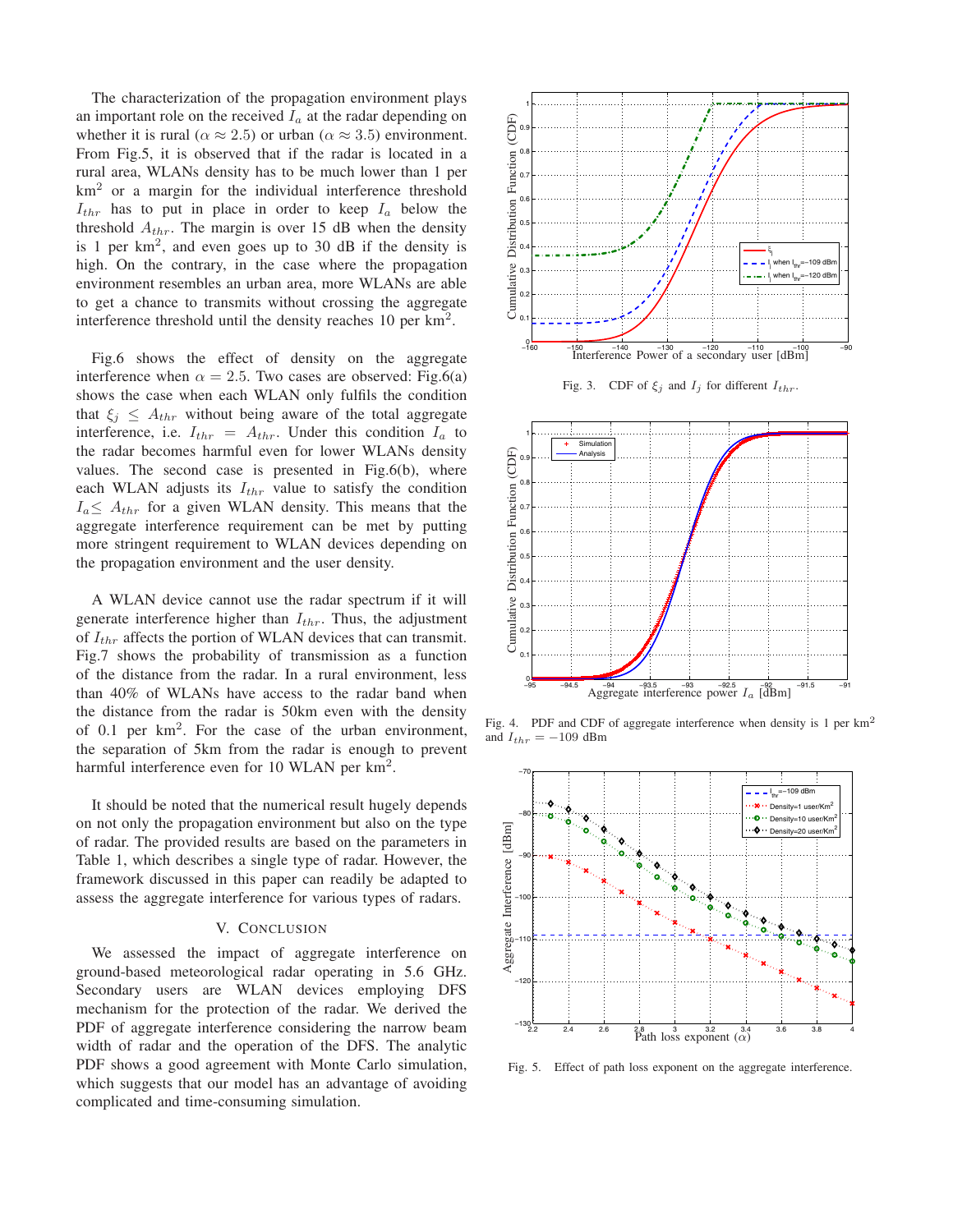The characterization of the propagation environment plays an important role on the received $I_a$ at the radar depending on whether it is rural ($\alpha \approx 2.5$) or urban ($\alpha \approx 3.5$) environment. From Fig.5, it is observed that if the radar is located in a rural area, WLANs density has to be much lower than 1 per km$^2$ or a margin for the individual interference threshold $I_{thr}$ has to put in place in order to keep $I_a$ below the threshold $A_{thr}$. The margin is over 15 dB when the density is 1 per km$^2$, and even goes up to 30 dB if the density is high. On the contrary, in the case where the propagation environment resembles an urban area, more WLANs are able to get a chance to transmits without crossing the aggregate interference threshold until the density reaches 10 per km$^2$.

Fig.6 shows the effect of density on the aggregate interference when $\alpha = 2.5$. Two cases are observed: Fig.6(a) shows the case when each WLAN only fulfils the condition that $\xi_j \leq A_{thr}$ without being aware of the total aggregate interference, i.e. $I_{thr} = A_{thr}$. Under this condition $I_a$ to the radar becomes harmful even for lower WLANs density values. The second case is presented in Fig.6(b), where each WLAN adjusts its $I_{thr}$ value to satisfy the condition $I_a \leq A_{thr}$ for a given WLAN density. This means that the aggregate interference requirement can be met by putting more stringent requirement to WLAN devices depending on the propagation environment and the user density.

A WLAN device cannot use the radar spectrum if it will generate interference higher than $I_{thr}$. Thus, the adjustment of $I_{thr}$ affects the portion of WLAN devices that can transmit. Fig.7 shows the probability of transmission as a function of the distance from the radar. In a rural environment, less than 40% of WLANs have access to the radar band when the distance from the radar is 50km even with the density of 0.1 per km$^2$. For the case of the urban environment, the separation of 5km from the radar is enough to prevent harmful interference even for 10 WLAN per km$^2$.

It should be noted that the numerical result hugely depends on not only the propagation environment but also on the type of radar. The provided results are based on the parameters in Table 1, which describes a single type of radar. However, the framework discussed in this paper can readily be adapted to assess the aggregate interference for various types of radars.

## V. Conclusion

We assessed the impact of aggregate interference on ground-based meteorological radar operating in 5.6 GHz. Secondary users are WLAN devices employing DFS mechanism for the protection of the radar. We derived the PDF of aggregate interference considering the narrow beam width of radar and the operation of the DFS. The analytic PDF shows a good agreement with Monte Carlo simulation, which suggests that our model has an advantage of avoiding complicated and time-consuming simulation.

Fig. 3. CDF of $\xi_j$ and $I_j$ for different $I_{thr}$.

Fig. 4. PDF and CDF of aggregate interference when density is 1 per km$^2$ and $I_{thr} = -109$ dBm

Fig. 5. Effect of path loss exponent on the aggregate interference.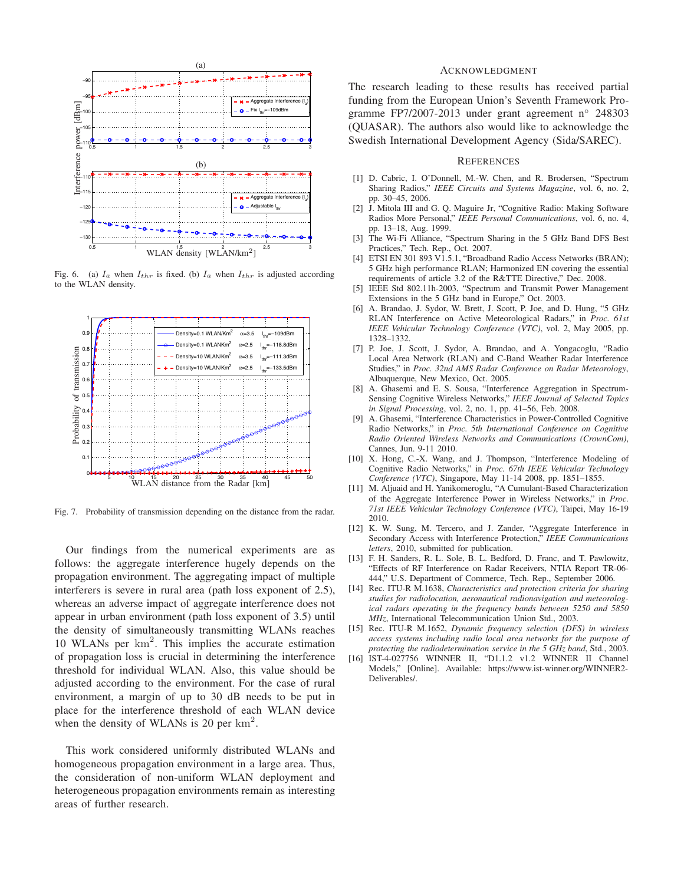(a)

−90

−95

−100

−105

−110

0.5 1 1.5 2 2.5 3

Aggregate Interference ($I_a$)

Fix $I_{thr}$=−109dBm

(b)

−110

−115

−120

−125

−130

0.5 1 1.5 2 2.5 3

Aggregate Interference ($I_a$)

Adjustable $I_{thr}$

Interference power [dBm]

WLAN density [WLAN/km$^2$]

Fig. 6. (a) $I_a$ when $I_{thr}$ is fixed. (b) $I_a$ when $I_{thr}$ is adjusted according to the WLAN density.

Density=0.1 WLAN/Km$^2$ $\alpha$=3.5 $I_{thr}$=−109dBm

Density=0.1 WLANKm$^2$ $\alpha$=2.5 $I_{thr}$=−118.8dBm

Density=10 WLAN/Km$^2$ $\alpha$=3.5 $I_{thr}$=−111.3dBm

Density=10 WLAN/Km$^2$ $\alpha$=2.5 $I_{thr}$=−133.5dBm

Probability of transmission

0 0.1 0.2 0.3 0.4 0.5 0.6 0.7 0.8 0.9 1

5 10 15 20 25 30 35 40 45 50

WLAN distance from the Radar [km]

Fig. 7. Probability of transmission depending on the distance from the radar.

Our findings from the numerical experiments are as follows: the aggregate interference hugely depends on the propagation environment. The aggregating impact of multiple interferers is severe in rural area (path loss exponent of 2.5), whereas an adverse impact of aggregate interference does not appear in urban environment (path loss exponent of 3.5) until the density of simultaneously transmitting WLANs reaches 10 WLANs per $\text{km}^2$. This implies the accurate estimation of propagation loss is crucial in determining the interference threshold for individual WLAN. Also, this value should be adjusted according to the environment. For the case of rural environment, a margin of up to 30 dB needs to be put in place for the interference threshold of each WLAN device when the density of WLANs is 20 per $\text{km}^2$.

This work considered uniformly distributed WLANs and homogeneous propagation environment in a large area. Thus, the consideration of non-uniform WLAN deployment and heterogeneous propagation environments remain as interesting areas of further research.

## Acknowledgment

The research leading to these results has received partial funding from the European Union's Seventh Framework Programme FP7/2007-2013 under grant agreement n° 248303 (QUASAR). The authors also would like to acknowledge the Swedish International Development Agency (Sida/SAREC).

## References

[1] D. Cabric, I. O'Donnell, M.-W. Chen, and R. Brodersen, "Spectrum Sharing Radios," *IEEE Circuits and Systems Magazine*, vol. 6, no. 2, pp. 30–45, 2006.

[2] J. Mitola III and G. Q. Maguire Jr, "Cognitive Radio: Making Software Radios More Personal," *IEEE Personal Communications*, vol. 6, no. 4, pp. 13–18, Aug. 1999.

[3] The Wi-Fi Alliance, "Spectrum Sharing in the 5 GHz Band DFS Best Practices," Tech. Rep., Oct. 2007.

[4] ETSI EN 301 893 V1.5.1, "Broadband Radio Access Networks (BRAN); 5 GHz high performance RLAN; Harmonized EN covering the essential requirements of article 3.2 of the R&TTE Directive," Dec. 2008.

[5] IEEE Std 802.11h-2003, "Spectrum and Transmit Power Management Extensions in the 5 GHz band in Europe," Oct. 2003.

[6] A. Brandao, J. Sydor, W. Brett, J. Scott, P. Joe, and D. Hung, "5 GHz RLAN Interference on Active Meteorological Radars," in *Proc. 61st IEEE Vehicular Technology Conference (VTC)*, vol. 2, May 2005, pp. 1328–1332.

[7] P. Joe, J. Scott, J. Sydor, A. Brandao, and A. Yongacoglu, "Radio Local Area Network (RLAN) and C-Band Weather Radar Interference Studies," in *Proc. 32nd AMS Radar Conference on Radar Meteorology*, Albuquerque, New Mexico, Oct. 2005.

[8] A. Ghasemi and E. S. Sousa, "Interference Aggregation in Spectrum-Sensing Cognitive Wireless Networks," *IEEE Journal of Selected Topics in Signal Processing*, vol. 2, no. 1, pp. 41–56, Feb. 2008.

[9] A. Ghasemi, "Interference Characteristics in Power-Controlled Cognitive Radio Networks," in *Proc. 5th International Conference on Cognitive Radio Oriented Wireless Networks and Communications (CrownCom)*, Cannes, Jun. 9-11 2010.

[10] X. Hong, C.-X. Wang, and J. Thompson, "Interference Modeling of Cognitive Radio Networks," in *Proc. 67th IEEE Vehicular Technology Conference (VTC)*, Singapore, May 11-14 2008, pp. 1851–1855.

[11] M. Aljuaid and H. Yanikomeroglu, "A Cumulant-Based Characterization of the Aggregate Interference Power in Wireless Networks," in *Proc. 71st IEEE Vehicular Technology Conference (VTC)*, Taipei, May 16-19 2010.

[12] K. W. Sung, M. Tercero, and J. Zander, "Aggregate Interference in Secondary Access with Interference Protection," *IEEE Communications letters*, 2010, submitted for publication.

[13] F. H. Sanders, R. L. Sole, B. L. Bedford, D. Franc, and T. Pawlowitz, "Effects of RF Interference on Radar Receivers, NTIA Report TR-06-444," U.S. Department of Commerce, Tech. Rep., September 2006.

[14] Rec. ITU-R M.1638, *Characteristics and protection criteria for sharing studies for radiolocation, aeronautical radionavigation and meteorological radars operating in the frequency bands between 5250 and 5850 MHz*, International Telecommunication Union Std., 2003.

[15] Rec. ITU-R M.1652, *Dynamic frequency selection (DFS) in wireless access systems including radio local area networks for the purpose of protecting the radiodetermination service in the 5 GHz band*, Std., 2003.

[16] IST-4-027756 WINNER II, "D1.1.2 v1.2 WINNER II Channel Models," [Online]. Available: https://www.ist-winner.org/WINNER2-Deliverables/.